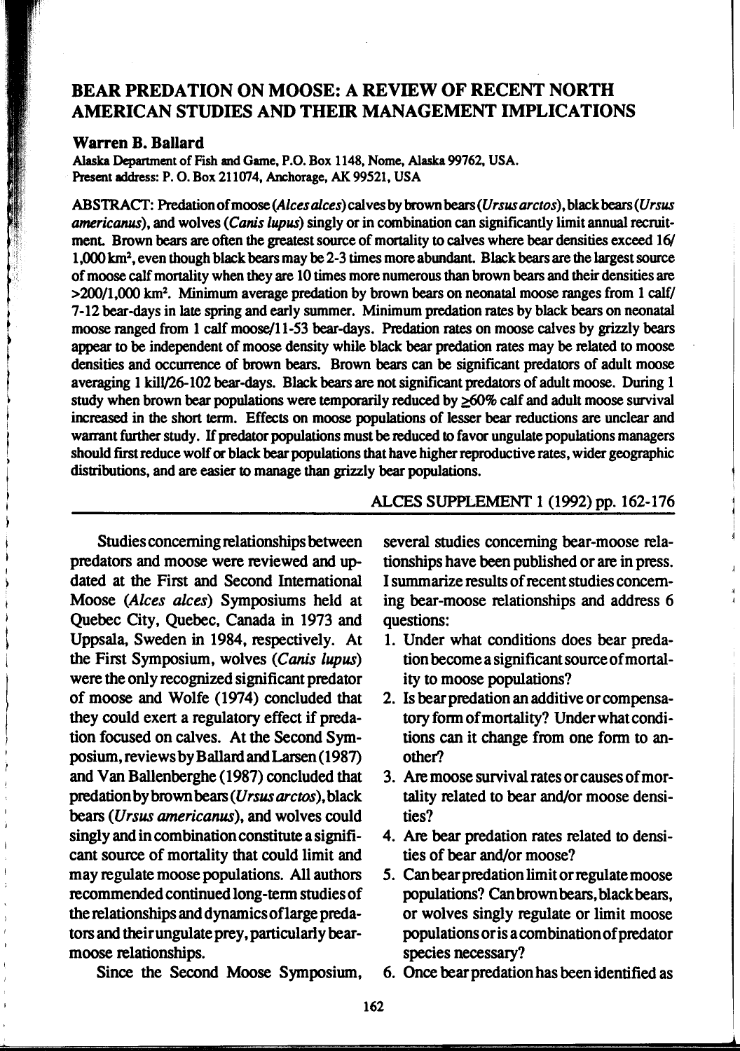# BEAR PREDATION ON MOOSE: A REVIEW OF RECENT NORTH AMERICAN STUDIES AND THEIR MANAGEMENT IMPLICATIONS

**Warren B. Ballard**

Alaska Department of Fish and Game, P.O. Box 1148, Nome, Alaska 99762, USA.
Present address: P. O. Box 211074, Anchorage, AK 99521, USA

ABSTRACT: Predation of moose (*Alces alces*) calves by brown bears (*Ursus arctos*), black bears (*Ursus americanus*), and wolves (*Canis lupus*) singly or in combination can significantly limit annual recruitment. Brown bears are often the greatest source of mortality to calves where bear densities exceed 16/1,000 km$^2$, even though black bears may be 2-3 times more abundant. Black bears are the largest source of moose calf mortality when they are 10 times more numerous than brown bears and their densities are >200/1,000 km$^2$. Minimum average predation by brown bears on neonatal moose ranges from 1 calf/7-12 bear-days in late spring and early summer. Minimum predation rates by black bears on neonatal moose ranged from 1 calf moose/11-53 bear-days. Predation rates on moose calves by grizzly bears appear to be independent of moose density while black bear predation rates may be related to moose densities and occurrence of brown bears. Brown bears can be significant predators of adult moose averaging 1 kill/26-102 bear-days. Black bears are not significant predators of adult moose. During 1 study when brown bear populations were temporarily reduced by ≥60% calf and adult moose survival increased in the short term. Effects on moose populations of lesser bear reductions are unclear and warrant further study. If predator populations must be reduced to favor ungulate populations managers should first reduce wolf or black bear populations that have higher reproductive rates, wider geographic distributions, and are easier to manage than grizzly bear populations.

ALCES SUPPLEMENT 1 (1992) pp. 162-176

Studies concerning relationships between predators and moose were reviewed and updated at the First and Second International Moose (*Alces alces*) Symposiums held at Quebec City, Quebec, Canada in 1973 and Uppsala, Sweden in 1984, respectively. At the First Symposium, wolves (*Canis lupus*) were the only recognized significant predator of moose and Wolfe (1974) concluded that they could exert a regulatory effect if predation focused on calves. At the Second Symposium, reviews by Ballard and Larsen (1987) and Van Ballenberghe (1987) concluded that predation by brown bears (*Ursus arctos*), black bears (*Ursus americanus*), and wolves could singly and in combination constitute a significant source of mortality that could limit and may regulate moose populations. All authors recommended continued long-term studies of the relationships and dynamics of large predators and their ungulate prey, particularly bear-moose relationships.

Since the Second Moose Symposium, several studies concerning bear-moose relationships have been published or are in press. I summarize results of recent studies concerning bear-moose relationships and address 6 questions:

1. Under what conditions does bear predation become a significant source of mortality to moose populations?
2. Is bear predation an additive or compensatory form of mortality? Under what conditions can it change from one form to another?
3. Are moose survival rates or causes of mortality related to bear and/or moose densities?
4. Are bear predation rates related to densities of bear and/or moose?
5. Can bear predation limit or regulate moose populations? Can brown bears, black bears, or wolves singly regulate or limit moose populations or is a combination of predator species necessary?
6. Once bear predation has been identified as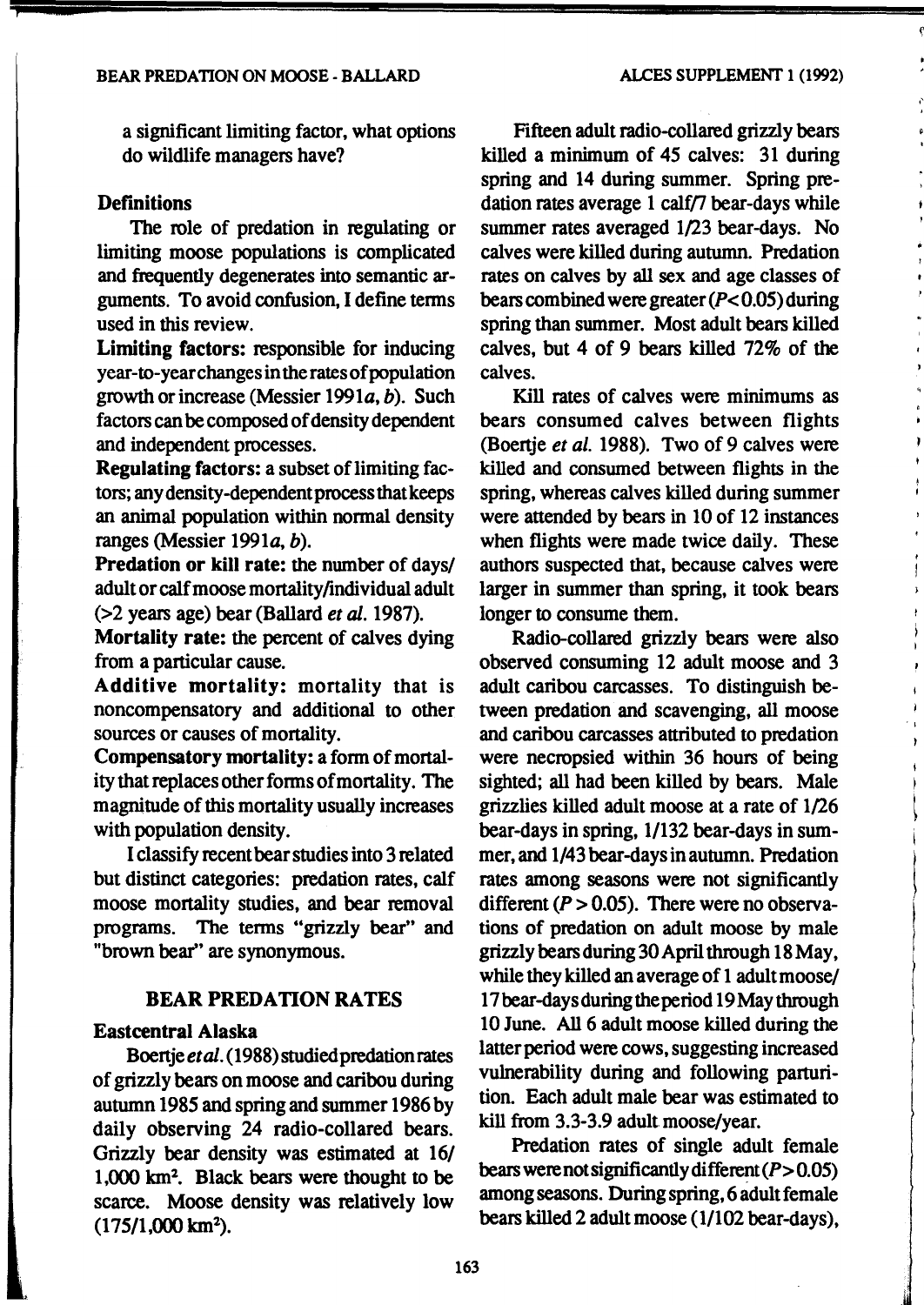a significant limiting factor, what options do wildlife managers have?

## Definitions

The role of predation in regulating or limiting moose populations is complicated and frequently degenerates into semantic arguments. To avoid confusion, I define terms used in this review.

**Limiting factors:** responsible for inducing year-to-year changes in the rates of population growth or increase (Messier 1991*a*, *b*). Such factors can be composed of density dependent and independent processes.

**Regulating factors:** a subset of limiting factors; any density-dependent process that keeps an animal population within normal density ranges (Messier 1991*a*, *b*).

**Predation or kill rate:** the number of days/adult or calf moose mortality/individual adult (>2 years age) bear (Ballard *et al.* 1987).

**Mortality rate:** the percent of calves dying from a particular cause.

**Additive mortality:** mortality that is noncompensatory and additional to other sources or causes of mortality.

**Compensatory mortality:** a form of mortality that replaces other forms of mortality. The magnitude of this mortality usually increases with population density.

I classify recent bear studies into 3 related but distinct categories: predation rates, calf moose mortality studies, and bear removal programs. The terms "grizzly bear" and "brown bear" are synonymous.

## BEAR PREDATION RATES

### Eastcentral Alaska

Boertje *et al.* (1988) studied predation rates of grizzly bears on moose and caribou during autumn 1985 and spring and summer 1986 by daily observing 24 radio-collared bears. Grizzly bear density was estimated at 16/1,000 km$^2$. Black bears were thought to be scarce. Moose density was relatively low (175/1,000 km$^2$).

Fifteen adult radio-collared grizzly bears killed a minimum of 45 calves: 31 during spring and 14 during summer. Spring predation rates average 1 calf/7 bear-days while summer rates averaged 1/23 bear-days. No calves were killed during autumn. Predation rates on calves by all sex and age classes of bears combined were greater ($P < 0.05$) during spring than summer. Most adult bears killed calves, but 4 of 9 bears killed 72% of the calves.

Kill rates of calves were minimums as bears consumed calves between flights (Boertje *et al.* 1988). Two of 9 calves were killed and consumed between flights in the spring, whereas calves killed during summer were attended by bears in 10 of 12 instances when flights were made twice daily. These authors suspected that, because calves were larger in summer than spring, it took bears longer to consume them.

Radio-collared grizzly bears were also observed consuming 12 adult moose and 3 adult caribou carcasses. To distinguish between predation and scavenging, all moose and caribou carcasses attributed to predation were necropsied within 36 hours of being sighted; all had been killed by bears. Male grizzlies killed adult moose at a rate of 1/26 bear-days in spring, 1/132 bear-days in summer, and 1/43 bear-days in autumn. Predation rates among seasons were not significantly different ($P > 0.05$). There were no observations of predation on adult moose by male grizzly bears during 30 April through 18 May, while they killed an average of 1 adult moose/17 bear-days during the period 19 May through 10 June. All 6 adult moose killed during the latter period were cows, suggesting increased vulnerability during and following parturition. Each adult male bear was estimated to kill from 3.3-3.9 adult moose/year.

Predation rates of single adult female bears were not significantly different ($P > 0.05$) among seasons. During spring, 6 adult female bears killed 2 adult moose (1/102 bear-days),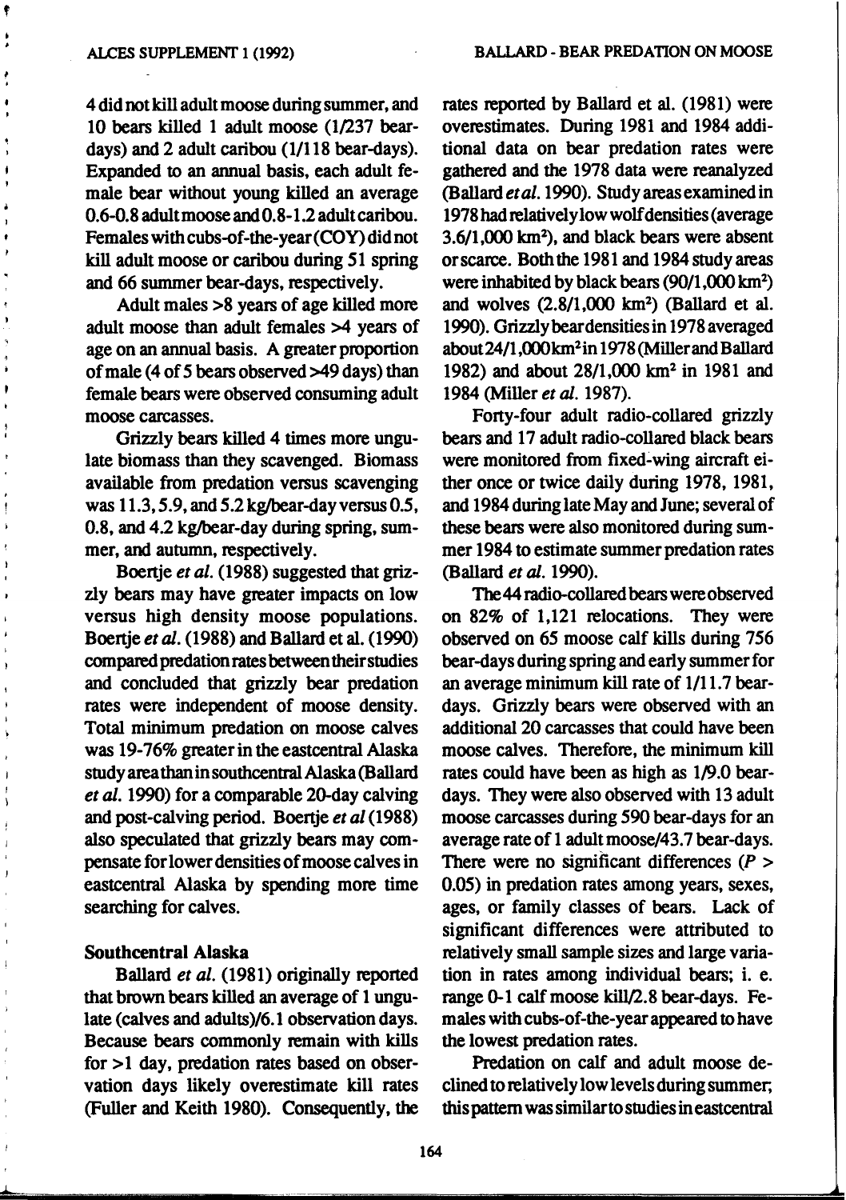4 did not kill adult moose during summer, and 10 bears killed 1 adult moose (1/237 bear-days) and 2 adult caribou (1/118 bear-days). Expanded to an annual basis, each adult female bear without young killed an average 0.6-0.8 adult moose and 0.8-1.2 adult caribou. Females with cubs-of-the-year (COY) did not kill adult moose or caribou during 51 spring and 66 summer bear-days, respectively.

Adult males >8 years of age killed more adult moose than adult females >4 years of age on an annual basis. A greater proportion of male (4 of 5 bears observed >49 days) than female bears were observed consuming adult moose carcasses.

Grizzly bears killed 4 times more ungulate biomass than they scavenged. Biomass available from predation versus scavenging was 11.3, 5.9, and 5.2 kg/bear-day versus 0.5, 0.8, and 4.2 kg/bear-day during spring, summer, and autumn, respectively.

Boertje *et al.* (1988) suggested that grizzly bears may have greater impacts on low versus high density moose populations. Boertje *et al.* (1988) and Ballard et al. (1990) compared predation rates between their studies and concluded that grizzly bear predation rates were independent of moose density. Total minimum predation on moose calves was 19-76% greater in the eastcentral Alaska study area than in southcentral Alaska (Ballard *et al.* 1990) for a comparable 20-day calving and post-calving period. Boertje *et al* (1988) also speculated that grizzly bears may compensate for lower densities of moose calves in eastcentral Alaska by spending more time searching for calves.

### Southcentral Alaska

Ballard *et al.* (1981) originally reported that brown bears killed an average of 1 ungulate (calves and adults)/6.1 observation days. Because bears commonly remain with kills for >1 day, predation rates based on observation days likely overestimate kill rates (Fuller and Keith 1980). Consequently, the rates reported by Ballard et al. (1981) were overestimates. During 1981 and 1984 additional data on bear predation rates were gathered and the 1978 data were reanalyzed (Ballard *et al.* 1990). Study areas examined in 1978 had relatively low wolf densities (average 3.6/1,000 km$^2$), and black bears were absent or scarce. Both the 1981 and 1984 study areas were inhabited by black bears (90/1,000 km$^2$) and wolves (2.8/1,000 km$^2$) (Ballard et al. 1990). Grizzly bear densities in 1978 averaged about 24/1,000 km$^2$ in 1978 (Miller and Ballard 1982) and about 28/1,000 km$^2$ in 1981 and 1984 (Miller *et al.* 1987).

Forty-four adult radio-collared grizzly bears and 17 adult radio-collared black bears were monitored from fixed-wing aircraft either once or twice daily during 1978, 1981, and 1984 during late May and June; several of these bears were also monitored during summer 1984 to estimate summer predation rates (Ballard *et al.* 1990).

The 44 radio-collared bears were observed on 82% of 1,121 relocations. They were observed on 65 moose calf kills during 756 bear-days during spring and early summer for an average minimum kill rate of 1/11.7 bear-days. Grizzly bears were observed with an additional 20 carcasses that could have been moose calves. Therefore, the minimum kill rates could have been as high as 1/9.0 bear-days. They were also observed with 13 adult moose carcasses during 590 bear-days for an average rate of 1 adult moose/43.7 bear-days. There were no significant differences ($P > 0.05$) in predation rates among years, sexes, ages, or family classes of bears. Lack of significant differences were attributed to relatively small sample sizes and large variation in rates among individual bears; i. e. range 0-1 calf moose kill/2.8 bear-days. Females with cubs-of-the-year appeared to have the lowest predation rates.

Predation on calf and adult moose declined to relatively low levels during summer; this pattern was similar to studies in eastcentral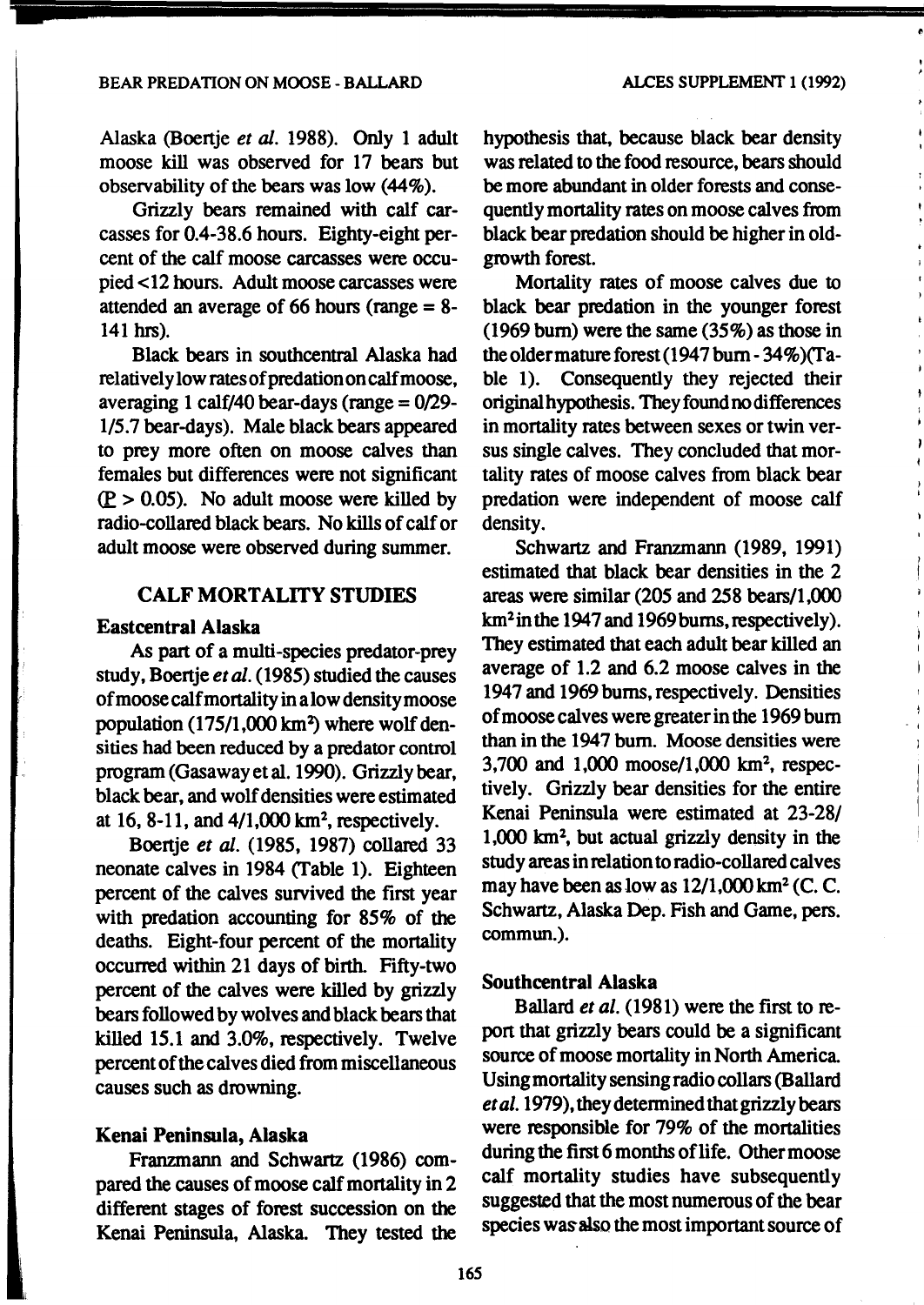Alaska (Boertje *et al.* 1988). Only 1 adult moose kill was observed for 17 bears but observability of the bears was low (44%).

Grizzly bears remained with calf carcasses for 0.4-38.6 hours. Eighty-eight percent of the calf moose carcasses were occupied <12 hours. Adult moose carcasses were attended an average of 66 hours (range = 8-141 hrs).

Black bears in southcentral Alaska had relatively low rates of predation on calf moose, averaging 1 calf/40 bear-days (range = 0/29-1/5.7 bear-days). Male black bears appeared to prey more often on moose calves than females but differences were not significant ($P > 0.05$). No adult moose were killed by radio-collared black bears. No kills of calf or adult moose were observed during summer.

## CALF MORTALITY STUDIES

### Eastcentral Alaska

As part of a multi-species predator-prey study, Boertje *et al.* (1985) studied the causes of moose calf mortality in a low density moose population (175/1,000 km$^2$) where wolf densities had been reduced by a predator control program (Gasaway et al. 1990). Grizzly bear, black bear, and wolf densities were estimated at 16, 8-11, and 4/1,000 km$^2$, respectively.

Boertje *et al.* (1985, 1987) collared 33 neonate calves in 1984 (Table 1). Eighteen percent of the calves survived the first year with predation accounting for 85% of the deaths. Eight-four percent of the mortality occurred within 21 days of birth. Fifty-two percent of the calves were killed by grizzly bears followed by wolves and black bears that killed 15.1 and 3.0%, respectively. Twelve percent of the calves died from miscellaneous causes such as drowning.

### Kenai Peninsula, Alaska

Franzmann and Schwartz (1986) compared the causes of moose calf mortality in 2 different stages of forest succession on the Kenai Peninsula, Alaska. They tested the hypothesis that, because black bear density was related to the food resource, bears should be more abundant in older forests and consequently mortality rates on moose calves from black bear predation should be higher in old-growth forest.

Mortality rates of moose calves due to black bear predation in the younger forest (1969 burn) were the same (35%) as those in the older mature forest (1947 burn - 34%)(Table 1). Consequently they rejected their original hypothesis. They found no differences in mortality rates between sexes or twin versus single calves. They concluded that mortality rates of moose calves from black bear predation were independent of moose calf density.

Schwartz and Franzmann (1989, 1991) estimated that black bear densities in the 2 areas were similar (205 and 258 bears/1,000 km$^2$ in the 1947 and 1969 burns, respectively). They estimated that each adult bear killed an average of 1.2 and 6.2 moose calves in the 1947 and 1969 burns, respectively. Densities of moose calves were greater in the 1969 burn than in the 1947 burn. Moose densities were 3,700 and 1,000 moose/1,000 km$^2$, respectively. Grizzly bear densities for the entire Kenai Peninsula were estimated at 23-28/1,000 km$^2$, but actual grizzly density in the study areas in relation to radio-collared calves may have been as low as 12/1,000 km$^2$ (C. C. Schwartz, Alaska Dep. Fish and Game, pers. commun.).

### Southcentral Alaska

Ballard *et al.* (1981) were the first to report that grizzly bears could be a significant source of moose mortality in North America. Using mortality sensing radio collars (Ballard *et al.* 1979), they determined that grizzly bears were responsible for 79% of the mortalities during the first 6 months of life. Other moose calf mortality studies have subsequently suggested that the most numerous of the bear species was also the most important source of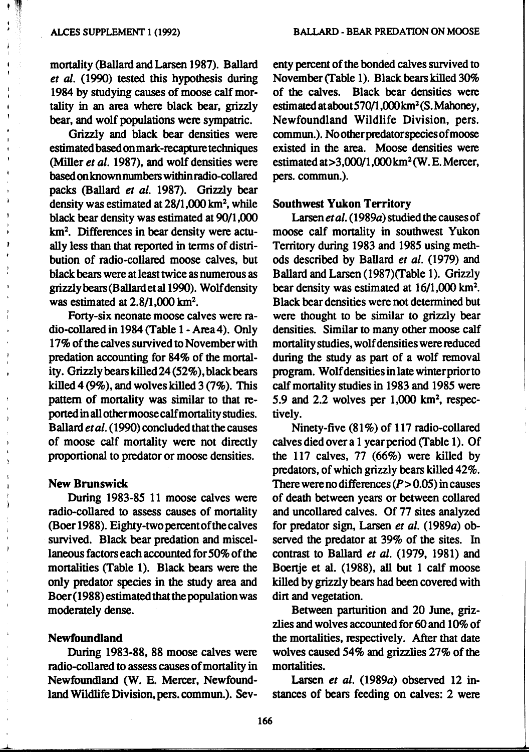mortality (Ballard and Larsen 1987). Ballard *et al.* (1990) tested this hypothesis during 1984 by studying causes of moose calf mortality in an area where black bear, grizzly bear, and wolf populations were sympatric.

Grizzly and black bear densities were estimated based on mark-recapture techniques (Miller *et al.* 1987), and wolf densities were based on known numbers within radio-collared packs (Ballard *et al.* 1987). Grizzly bear density was estimated at 28/1,000 km$^2$, while black bear density was estimated at 90/1,000 km$^2$. Differences in bear density were actually less than that reported in terms of distribution of radio-collared moose calves, but black bears were at least twice as numerous as grizzly bears (Ballard et al 1990). Wolf density was estimated at 2.8/1,000 km$^2$.

Forty-six neonate moose calves were radio-collared in 1984 (Table 1 - Area 4). Only 17% of the calves survived to November with predation accounting for 84% of the mortality. Grizzly bears killed 24 (52%), black bears killed 4 (9%), and wolves killed 3 (7%). This pattern of mortality was similar to that reported in all other moose calf mortality studies. Ballard *et al.* (1990) concluded that the causes of moose calf mortality were not directly proportional to predator or moose densities.

### New Brunswick

During 1983-85 11 moose calves were radio-collared to assess causes of mortality (Boer 1988). Eighty-two percent of the calves survived. Black bear predation and miscellaneous factors each accounted for 50% of the mortalities (Table 1). Black bears were the only predator species in the study area and Boer (1988) estimated that the population was moderately dense.

### Newfoundland

During 1983-88, 88 moose calves were radio-collared to assess causes of mortality in Newfoundland (W. E. Mercer, Newfoundland Wildlife Division, pers. commun.). Seventy percent of the bonded calves survived to November (Table 1). Black bears killed 30% of the calves. Black bear densities were estimated at about 570/1,000 km$^2$ (S. Mahoney, Newfoundland Wildlife Division, pers. commun.). No other predator species of moose existed in the area. Moose densities were estimated at >3,000/1,000 km$^2$ (W. E. Mercer, pers. commun.).

### Southwest Yukon Territory

Larsen *et al.* (1989*a*) studied the causes of moose calf mortality in southwest Yukon Territory during 1983 and 1985 using methods described by Ballard *et al.* (1979) and Ballard and Larsen (1987)(Table 1). Grizzly bear density was estimated at 16/1,000 km$^2$. Black bear densities were not determined but were thought to be similar to grizzly bear densities. Similar to many other moose calf mortality studies, wolf densities were reduced during the study as part of a wolf removal program. Wolf densities in late winter prior to calf mortality studies in 1983 and 1985 were 5.9 and 2.2 wolves per 1,000 km$^2$, respectively.

Ninety-five (81%) of 117 radio-collared calves died over a 1 year period (Table 1). Of the 117 calves, 77 (66%) were killed by predators, of which grizzly bears killed 42%. There were no differences ($P > 0.05$) in causes of death between years or between collared and uncollared calves. Of 77 sites analyzed for predator sign, Larsen *et al.* (1989*a*) observed the predator at 39% of the sites. In contrast to Ballard *et al.* (1979, 1981) and Boertje et al. (1988), all but 1 calf moose killed by grizzly bears had been covered with dirt and vegetation.

Between parturition and 20 June, grizzlies and wolves accounted for 60 and 10% of the mortalities, respectively. After that date wolves caused 54% and grizzlies 27% of the mortalities.

Larsen *et al.* (1989*a*) observed 12 instances of bears feeding on calves: 2 were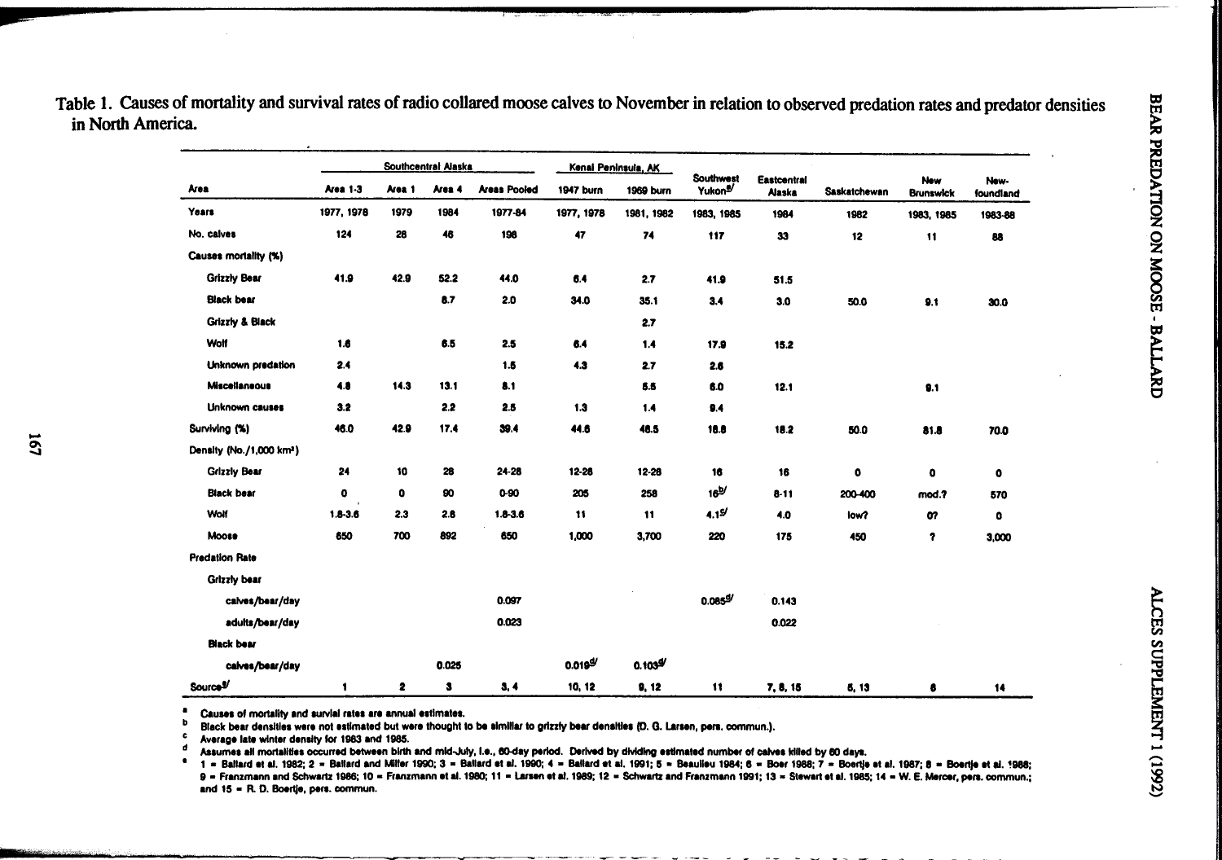Table 1. Causes of mortality and survival rates of radio collared moose calves to November in relation to observed predation rates and predator densities in North America.

| Area | Southcentral Alaska Area 1-3 | Area 1 | Area 4 | Areas Pooled | Kenai Peninsula, AK 1947 burn | 1969 burn | Southwest Yukon[a] | Eastcentral Alaska | Saskatchewan | New Brunswick | New-foundland |
|---|---|---|---|---|---|---|---|---|---|---|---|
| Years | 1977, 1978 | 1979 | 1984 | 1977-84 | 1977, 1978 | 1981, 1982 | 1983, 1985 | 1984 | 1982 | 1983, 1985 | 1983-88 |
| No. calves | 124 | 28 | 46 | 198 | 47 | 74 | 117 | 33 | 12 | 11 | 88 |
| Causes mortality (%) | | | | | | | | | | | |
| Grizzly Bear | 41.9 | 42.9 | 52.2 | 44.0 | 6.4 | 2.7 | 41.9 | 51.5 | | | |
| Black bear | | | 8.7 | 2.0 | 34.0 | 35.1 | 3.4 | 3.0 | 50.0 | 9.1 | 30.0 |
| Grizzly & Black | | | | | | 2.7 | | | | | |
| Wolf | 1.6 | | 6.5 | 2.5 | 6.4 | 1.4 | 17.9 | 15.2 | | | |
| Unknown predation | 2.4 | | | 1.5 | 4.3 | 2.7 | 2.6 | | | | |
| Miscellaneous | 4.8 | 14.3 | 13.1 | 8.1 | | 5.5 | 6.0 | 12.1 | | 9.1 | |
| Unknown causes | 3.2 | | 2.2 | 2.5 | 1.3 | 1.4 | 9.4 | | | | |
| Surviving (%) | 46.0 | 42.9 | 17.4 | 39.4 | 44.6 | 48.5 | 18.8 | 18.2 | 50.0 | 81.8 | 70.0 |
| Density (No./1,000 km²) | | | | | | | | | | | |
| Grizzly Bear | 24 | 10 | 28 | 24-28 | 12-28 | 12-28 | 16 | 16 | 0 | 0 | 0 |
| Black bear | 0 | 0 | 90 | 0-90 | 205 | 258 | 16[b] | 8-11 | 200-400 | mod.? | 570 |
| Wolf | 1.8-3.6 | 2.3 | 2.6 | 1.8-3.6 | 11 | 11 | 4.1[c] | 4.0 | low? | 0? | 0 |
| Moose | 650 | 700 | 892 | 650 | 1,000 | 3,700 | 220 | 175 | 450 | ? | 3,000 |
| Predation Rate | | | | | | | | | | | |
| Grizzly bear | | | | | | | | | | | |
| calves/bear/day | | | | 0.097 | | | 0.085[d] | 0.143 | | | |
| adults/bear/day | | | | 0.023 | | | | 0.022 | | | |
| Black bear | | | | | | | | | | | |
| calves/bear/day | | | 0.025 | | 0.019[d] | 0.103[d] | | | | | |
| Source[e] | 1 | 2 | 3 | 3, 4 | 10, 12 | 9, 12 | 11 | 7, 8, 15 | 5, 13 | 6 | 14 |

[a] Causes of mortality and survial rates are annual estimates.

[b] Black bear densities were not estimated but were thought to be similar to grizzly bear densities (D. G. Larsen, pers. commun.).

[c] Average late winter density for 1983 and 1985.

[d] Assumes all mortalities occurred between birth and mid-July, i.e., 60-day period. Derived by dividing estimated number of calves killed by 60 days.

[e] 1 = Ballard et al. 1982; 2 = Ballard and Miller 1990; 3 = Ballard et al. 1990; 4 = Ballard et al. 1991; 5 = Beaulieu 1984; 6 = Boer 1988; 7 = Boertje et al. 1987; 8 = Boertje et al. 1988; 9 = Franzmann and Schwartz 1986; 10 = Franzmann et al. 1980; 11 = Larsen et al. 1989; 12 = Schwartz and Franzmann 1991; 13 = Stewart et al. 1985; 14 = W. E. Mercer, pers. commun.; and 15 = R. D. Boertje, pers. commun.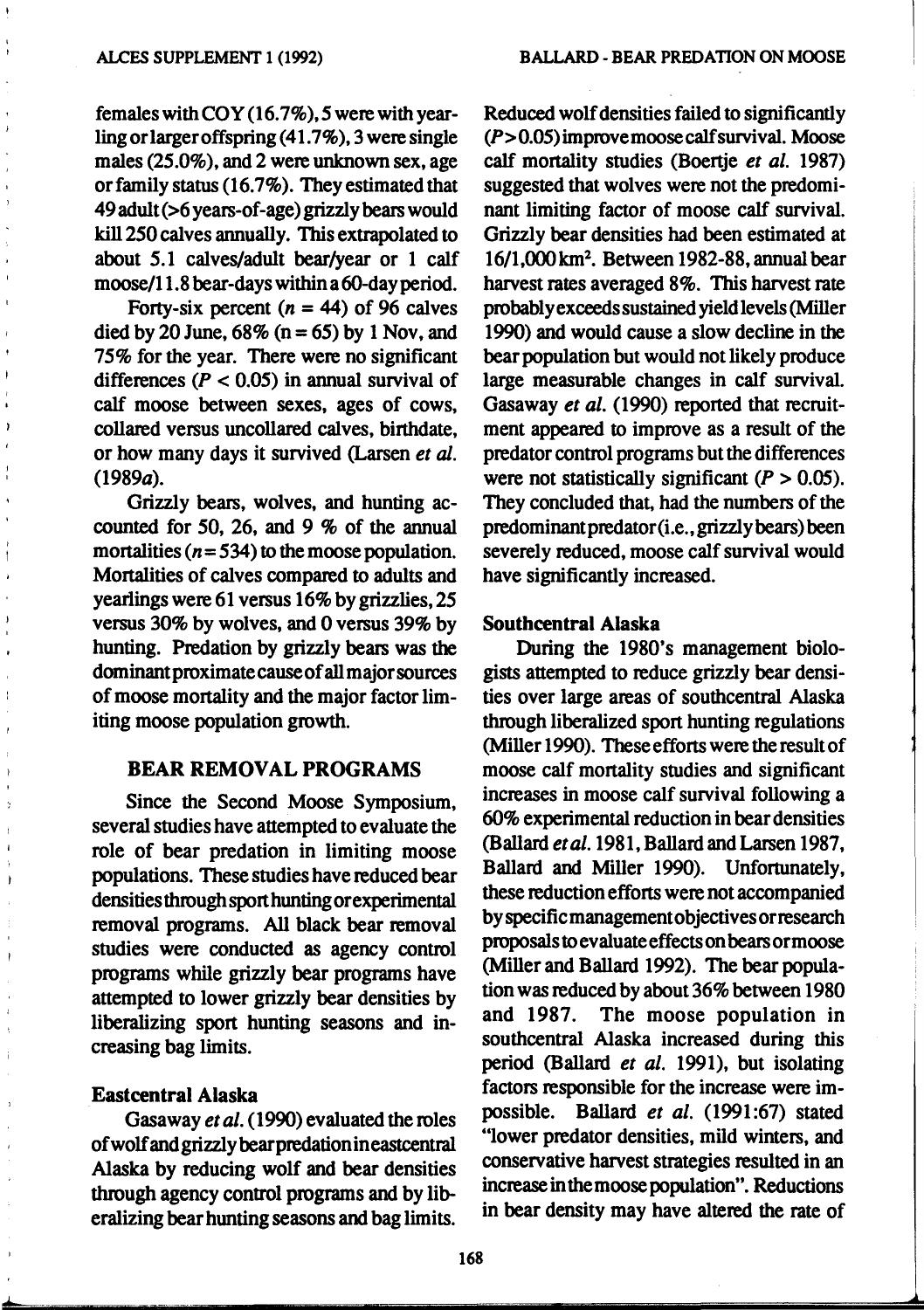females with COY (16.7%), 5 were with yearling or larger offspring (41.7%), 3 were single males (25.0%), and 2 were unknown sex, age or family status (16.7%). They estimated that 49 adult (>6 years-of-age) grizzly bears would kill 250 calves annually. This extrapolated to about 5.1 calves/adult bear/year or 1 calf moose/11.8 bear-days within a 60-day period.

Forty-six percent ($n$ = 44) of 96 calves died by 20 June, 68% (n = 65) by 1 Nov, and 75% for the year. There were no significant differences ($P$ < 0.05) in annual survival of calf moose between sexes, ages of cows, collared versus uncollared calves, birthdate, or how many days it survived (Larsen *et al.* (1989*a*).

Grizzly bears, wolves, and hunting accounted for 50, 26, and 9 % of the annual mortalities ($n$ = 534) to the moose population. Mortalities of calves compared to adults and yearlings were 61 versus 16% by grizzlies, 25 versus 30% by wolves, and 0 versus 39% by hunting. Predation by grizzly bears was the dominant proximate cause of all major sources of moose mortality and the major factor limiting moose population growth.

## BEAR REMOVAL PROGRAMS

Since the Second Moose Symposium, several studies have attempted to evaluate the role of bear predation in limiting moose populations. These studies have reduced bear densities through sport hunting or experimental removal programs. All black bear removal studies were conducted as agency control programs while grizzly bear programs have attempted to lower grizzly bear densities by liberalizing sport hunting seasons and increasing bag limits.

### Eastcentral Alaska

Gasaway *et al.* (1990) evaluated the roles of wolf and grizzly bear predation in eastcentral Alaska by reducing wolf and bear densities through agency control programs and by liberalizing bear hunting seasons and bag limits. Reduced wolf densities failed to significantly ($P$ > 0.05) improve moose calf survival. Moose calf mortality studies (Boertje *et al.* 1987) suggested that wolves were not the predominant limiting factor of moose calf survival. Grizzly bear densities had been estimated at 16/1,000 km². Between 1982-88, annual bear harvest rates averaged 8%. This harvest rate probably exceeds sustained yield levels (Miller 1990) and would cause a slow decline in the bear population but would not likely produce large measurable changes in calf survival. Gasaway *et al.* (1990) reported that recruitment appeared to improve as a result of the predator control programs but the differences were not statistically significant ($P$ > 0.05). They concluded that, had the numbers of the predominant predator (i.e., grizzly bears) been severely reduced, moose calf survival would have significantly increased.

### Southcentral Alaska

During the 1980's management biologists attempted to reduce grizzly bear densities over large areas of southcentral Alaska through liberalized sport hunting regulations (Miller 1990). These efforts were the result of moose calf mortality studies and significant increases in moose calf survival following a 60% experimental reduction in bear densities (Ballard *et al.* 1981, Ballard and Larsen 1987, Ballard and Miller 1990). Unfortunately, these reduction efforts were not accompanied by specific management objectives or research proposals to evaluate effects on bears or moose (Miller and Ballard 1992). The bear population was reduced by about 36% between 1980 and 1987. The moose population in southcentral Alaska increased during this period (Ballard *et al.* 1991), but isolating factors responsible for the increase were impossible. Ballard *et al.* (1991:67) stated "lower predator densities, mild winters, and conservative harvest strategies resulted in an increase in the moose population". Reductions in bear density may have altered the rate of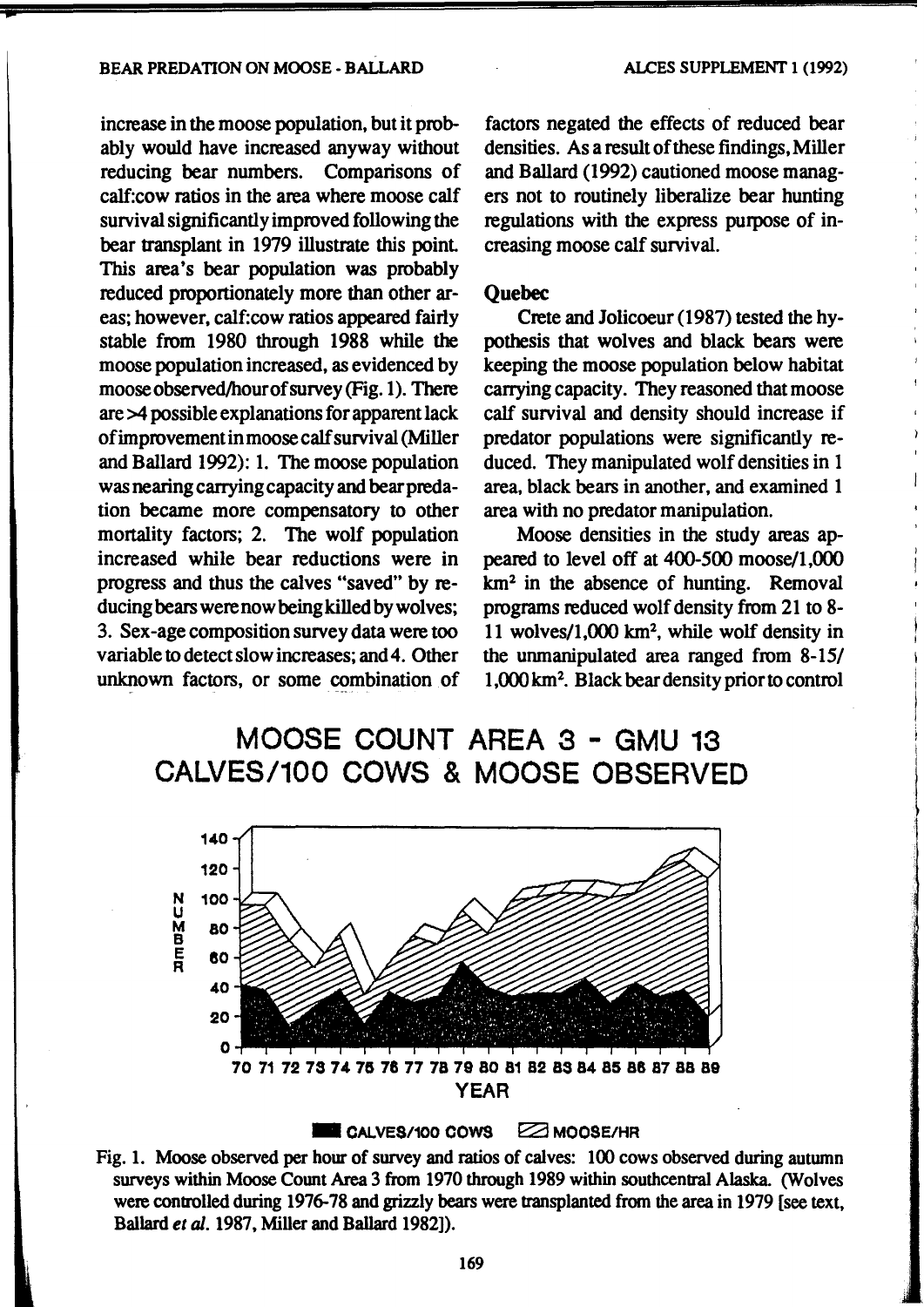increase in the moose population, but it probably would have increased anyway without reducing bear numbers. Comparisons of calf:cow ratios in the area where moose calf survival significantly improved following the bear transplant in 1979 illustrate this point. This area's bear population was probably reduced proportionately more than other areas; however, calf:cow ratios appeared fairly stable from 1980 through 1988 while the moose population increased, as evidenced by moose observed/hour of survey (Fig. 1). There are >4 possible explanations for apparent lack of improvement in moose calf survival (Miller and Ballard 1992): 1. The moose population was nearing carrying capacity and bear predation became more compensatory to other mortality factors; 2. The wolf population increased while bear reductions were in progress and thus the calves "saved" by reducing bears were now being killed by wolves; 3. Sex-age composition survey data were too variable to detect slow increases; and 4. Other unknown factors, or some combination of factors negated the effects of reduced bear densities. As a result of these findings, Miller and Ballard (1992) cautioned moose managers not to routinely liberalize bear hunting regulations with the express purpose of increasing moose calf survival.

### Quebec

Crete and Jolicoeur (1987) tested the hypothesis that wolves and black bears were keeping the moose population below habitat carrying capacity. They reasoned that moose calf survival and density should increase if predator populations were significantly reduced. They manipulated wolf densities in 1 area, black bears in another, and examined 1 area with no predator manipulation.

Moose densities in the study areas appeared to level off at 400-500 moose/1,000 $km^2$ in the absence of hunting. Removal programs reduced wolf density from 21 to 8-11 wolves/1,000 $km^2$, while wolf density in the unmanipulated area ranged from 8-15/ 1,000 $km^2$. Black bear density prior to control

MOOSE COUNT AREA 3 - GMU 13
CALVES/100 COWS & MOOSE OBSERVED

Fig. 1. Moose observed per hour of survey and ratios of calves: 100 cows observed during autumn surveys within Moose Count Area 3 from 1970 through 1989 within southcentral Alaska. (Wolves were controlled during 1976-78 and grizzly bears were transplanted from the area in 1979 [see text, Ballard *et al.* 1987, Miller and Ballard 1982]).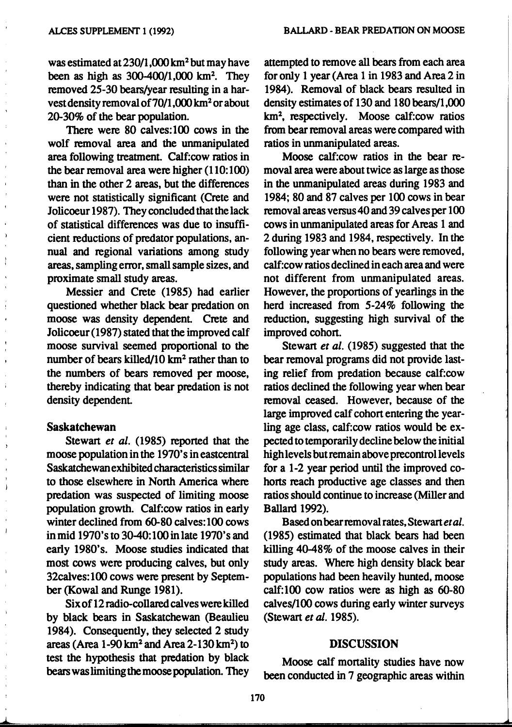was estimated at 230/1,000 km$^2$ but may have been as high as 300-400/1,000 km$^2$. They removed 25-30 bears/year resulting in a harvest density removal of 70/1,000 km$^2$ or about 20-30% of the bear population.

There were 80 calves:100 cows in the wolf removal area and the unmanipulated area following treatment. Calf:cow ratios in the bear removal area were higher (110:100) than in the other 2 areas, but the differences were not statistically significant (Crete and Jolicoeur 1987). They concluded that the lack of statistical differences was due to insufficient reductions of predator populations, annual and regional variations among study areas, sampling error, small sample sizes, and proximate small study areas.

Messier and Crete (1985) had earlier questioned whether black bear predation on moose was density dependent. Crete and Jolicoeur (1987) stated that the improved calf moose survival seemed proportional to the number of bears killed/10 km$^2$ rather than to the numbers of bears removed per moose, thereby indicating that bear predation is not density dependent.

### Saskatchewan

Stewart *et al.* (1985) reported that the moose population in the 1970's in eastcentral Saskatchewan exhibited characteristics similar to those elsewhere in North America where predation was suspected of limiting moose population growth. Calf:cow ratios in early winter declined from 60-80 calves:100 cows in mid 1970's to 30-40:100 in late 1970's and early 1980's. Moose studies indicated that most cows were producing calves, but only 32calves:100 cows were present by September (Kowal and Runge 1981).

Six of 12 radio-collared calves were killed by black bears in Saskatchewan (Beaulieu 1984). Consequently, they selected 2 study areas (Area 1-90 km$^2$ and Area 2-130 km$^2$) to test the hypothesis that predation by black bears was limiting the moose population. They attempted to remove all bears from each area for only 1 year (Area 1 in 1983 and Area 2 in 1984). Removal of black bears resulted in density estimates of 130 and 180 bears/1,000 km$^2$, respectively. Moose calf:cow ratios from bear removal areas were compared with ratios in unmanipulated areas.

Moose calf:cow ratios in the bear removal area were about twice as large as those in the unmanipulated areas during 1983 and 1984; 80 and 87 calves per 100 cows in bear removal areas versus 40 and 39 calves per 100 cows in unmanipulated areas for Areas 1 and 2 during 1983 and 1984, respectively. In the following year when no bears were removed, calf:cow ratios declined in each area and were not different from unmanipulated areas. However, the proportions of yearlings in the herd increased from 5-24% following the reduction, suggesting high survival of the improved cohort.

Stewart *et al.* (1985) suggested that the bear removal programs did not provide lasting relief from predation because calf:cow ratios declined the following year when bear removal ceased. However, because of the large improved calf cohort entering the yearling age class, calf:cow ratios would be expected to temporarily decline below the initial high levels but remain above precontrol levels for a 1-2 year period until the improved cohorts reach productive age classes and then ratios should continue to increase (Miller and Ballard 1992).

Based on bear removal rates, Stewart *et al.* (1985) estimated that black bears had been killing 40-48% of the moose calves in their study areas. Where high density black bear populations had been heavily hunted, moose calf:100 cow ratios were as high as 60-80 calves/100 cows during early winter surveys (Stewart *et al.* 1985).

## DISCUSSION

Moose calf mortality studies have now been conducted in 7 geographic areas within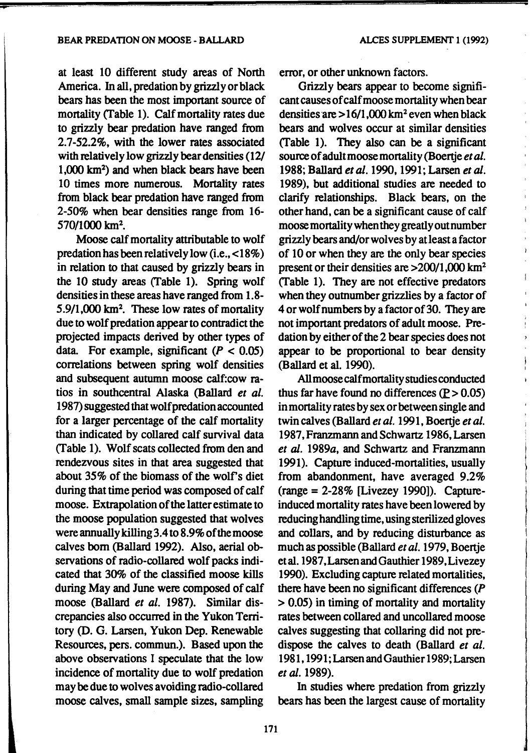at least 10 different study areas of North America. In all, predation by grizzly or black bears has been the most important source of mortality (Table 1). Calf mortality rates due to grizzly bear predation have ranged from 2.7-52.2%, with the lower rates associated with relatively low grizzly bear densities (12/1,000 km$^2$) and when black bears have been 10 times more numerous. Mortality rates from black bear predation have ranged from 2-50% when bear densities range from 16-570/1000 km$^2$.

Moose calf mortality attributable to wolf predation has been relatively low (i.e., <18%) in relation to that caused by grizzly bears in the 10 study areas (Table 1). Spring wolf densities in these areas have ranged from 1.8-5.9/1,000 km$^2$. These low rates of mortality due to wolf predation appear to contradict the projected impacts derived by other types of data. For example, significant ($P < 0.05$) correlations between spring wolf densities and subsequent autumn moose calf:cow ratios in southcentral Alaska (Ballard *et al.* 1987) suggested that wolf predation accounted for a larger percentage of the calf mortality than indicated by collared calf survival data (Table 1). Wolf scats collected from den and rendezvous sites in that area suggested that about 35% of the biomass of the wolf's diet during that time period was composed of calf moose. Extrapolation of the latter estimate to the moose population suggested that wolves were annually killing 3.4 to 8.9% of the moose calves born (Ballard 1992). Also, aerial observations of radio-collared wolf packs indicated that 30% of the classified moose kills during May and June were composed of calf moose (Ballard *et al.* 1987). Similar discrepancies also occurred in the Yukon Territory (D. G. Larsen, Yukon Dep. Renewable Resources, pers. commun.). Based upon the above observations I speculate that the low incidence of mortality due to wolf predation may be due to wolves avoiding radio-collared moose calves, small sample sizes, sampling error, or other unknown factors.

Grizzly bears appear to become significant causes of calf moose mortality when bear densities are >16/1,000 km$^2$ even when black bears and wolves occur at similar densities (Table 1). They also can be a significant source of adult moose mortality (Boertje *et al.* 1988; Ballard *et al.* 1990, 1991; Larsen *et al.* 1989), but additional studies are needed to clarify relationships. Black bears, on the other hand, can be a significant cause of calf moose mortality when they greatly out number grizzly bears and/or wolves by at least a factor of 10 or when they are the only bear species present or their densities are >200/1,000 km$^2$ (Table 1). They are not effective predators when they outnumber grizzlies by a factor of 4 or wolf numbers by a factor of 30. They are not important predators of adult moose. Predation by either of the 2 bear species does not appear to be proportional to bear density (Ballard et al. 1990).

All moose calf mortality studies conducted thus far have found no differences ($P > 0.05$) in mortality rates by sex or between single and twin calves (Ballard *et al.* 1991, Boertje *et al.* 1987, Franzmann and Schwartz 1986, Larsen *et al.* 1989*a*, and Schwartz and Franzmann 1991). Capture induced-mortalities, usually from abandonment, have averaged 9.2% (range = 2-28% [Livezey 1990]). Capture-induced mortality rates have been lowered by reducing handling time, using sterilized gloves and collars, and by reducing disturbance as much as possible (Ballard *et al.* 1979, Boertje et al. 1987, Larsen and Gauthier 1989, Livezey 1990). Excluding capture related mortalities, there have been no significant differences ($P > 0.05$) in timing of mortality and mortality rates between collared and uncollared moose calves suggesting that collaring did not predispose the calves to death (Ballard *et al.* 1981, 1991; Larsen and Gauthier 1989; Larsen *et al.* 1989).

In studies where predation from grizzly bears has been the largest cause of mortality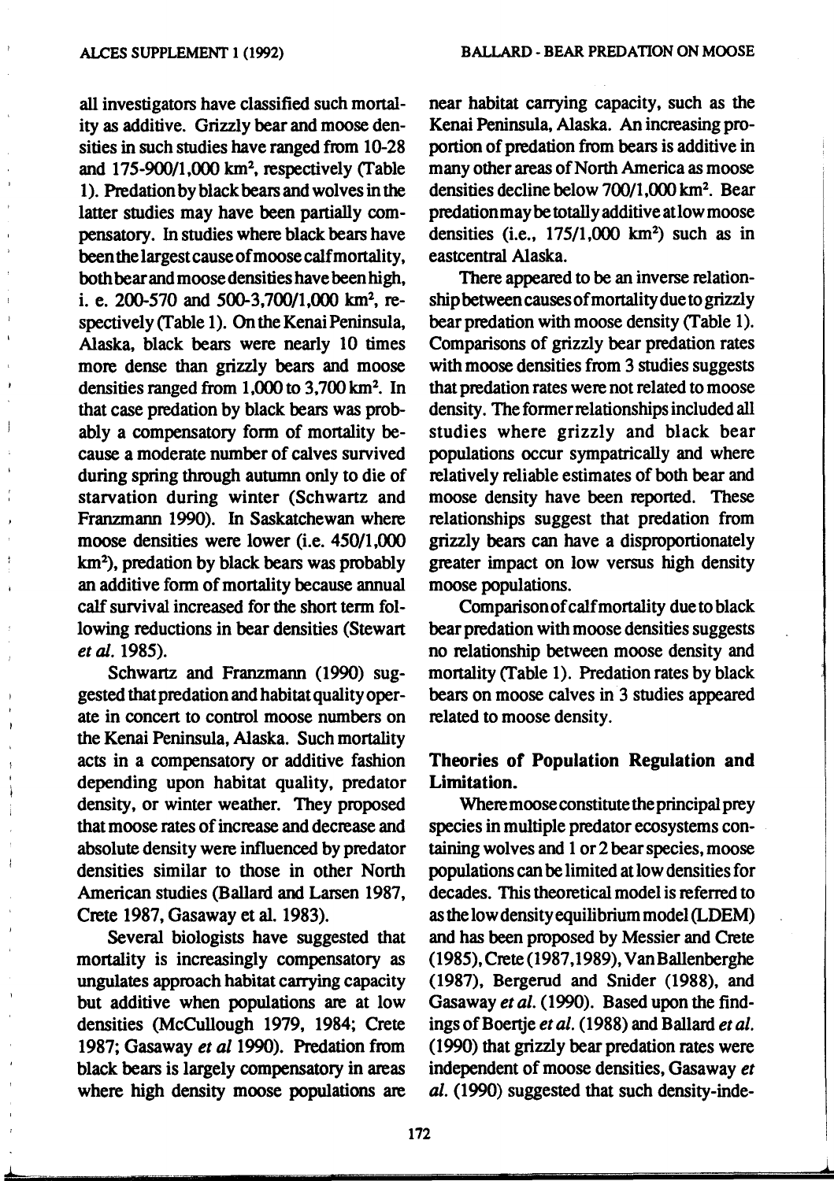all investigators have classified such mortality as additive. Grizzly bear and moose densities in such studies have ranged from 10-28 and 175-900/1,000 km$^2$, respectively (Table 1). Predation by black bears and wolves in the latter studies may have been partially compensatory. In studies where black bears have been the largest cause of moose calf mortality, both bear and moose densities have been high, i. e. 200-570 and 500-3,700/1,000 km$^2$, respectively (Table 1). On the Kenai Peninsula, Alaska, black bears were nearly 10 times more dense than grizzly bears and moose densities ranged from 1,000 to 3,700 km$^2$. In that case predation by black bears was probably a compensatory form of mortality because a moderate number of calves survived during spring through autumn only to die of starvation during winter (Schwartz and Franzmann 1990). In Saskatchewan where moose densities were lower (i.e. 450/1,000 km$^2$), predation by black bears was probably an additive form of mortality because annual calf survival increased for the short term following reductions in bear densities (Stewart *et al.* 1985).

Schwartz and Franzmann (1990) suggested that predation and habitat quality operate in concert to control moose numbers on the Kenai Peninsula, Alaska. Such mortality acts in a compensatory or additive fashion depending upon habitat quality, predator density, or winter weather. They proposed that moose rates of increase and decrease and absolute density were influenced by predator densities similar to those in other North American studies (Ballard and Larsen 1987, Crete 1987, Gasaway et al. 1983).

Several biologists have suggested that mortality is increasingly compensatory as ungulates approach habitat carrying capacity but additive when populations are at low densities (McCullough 1979, 1984; Crete 1987; Gasaway *et al* 1990). Predation from black bears is largely compensatory in areas where high density moose populations are near habitat carrying capacity, such as the Kenai Peninsula, Alaska. An increasing proportion of predation from bears is additive in many other areas of North America as moose densities decline below 700/1,000 km$^2$. Bear predation may be totally additive at low moose densities (i.e., 175/1,000 km$^2$) such as in eastcentral Alaska.

There appeared to be an inverse relationship between causes of mortality due to grizzly bear predation with moose density (Table 1). Comparisons of grizzly bear predation rates with moose densities from 3 studies suggests that predation rates were not related to moose density. The former relationships included all studies where grizzly and black bear populations occur sympatrically and where relatively reliable estimates of both bear and moose density have been reported. These relationships suggest that predation from grizzly bears can have a disproportionately greater impact on low versus high density moose populations.

Comparison of calf mortality due to black bear predation with moose densities suggests no relationship between moose density and mortality (Table 1). Predation rates by black bears on moose calves in 3 studies appeared related to moose density.

## Theories of Population Regulation and Limitation.

Where moose constitute the principal prey species in multiple predator ecosystems containing wolves and 1 or 2 bear species, moose populations can be limited at low densities for decades. This theoretical model is referred to as the low density equilibrium model (LDEM) and has been proposed by Messier and Crete (1985), Crete (1987,1989), Van Ballenberghe (1987), Bergerud and Snider (1988), and Gasaway *et al.* (1990). Based upon the findings of Boertje *et al.* (1988) and Ballard *et al.* (1990) that grizzly bear predation rates were independent of moose densities, Gasaway *et al.* (1990) suggested that such density-inde-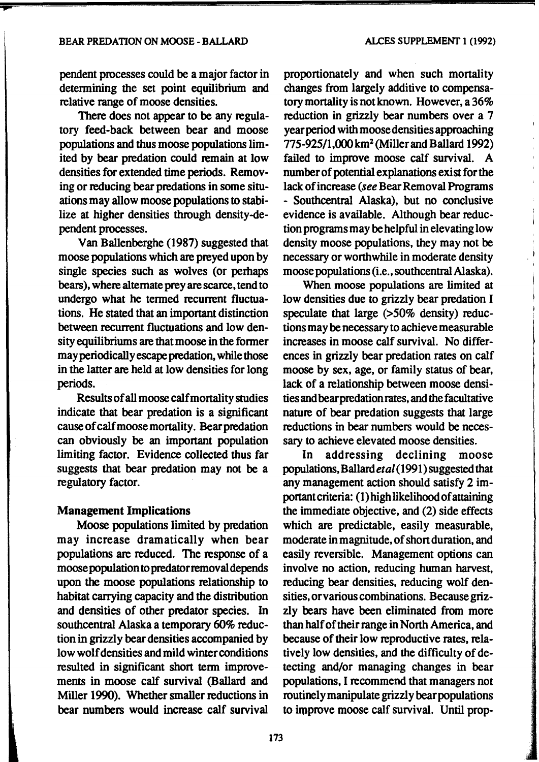pendent processes could be a major factor in determining the set point equilibrium and relative range of moose densities.

There does not appear to be any regulatory feed-back between bear and moose populations and thus moose populations limited by bear predation could remain at low densities for extended time periods. Removing or reducing bear predations in some situations may allow moose populations to stabilize at higher densities through density-dependent processes.

Van Ballenberghe (1987) suggested that moose populations which are preyed upon by single species such as wolves (or perhaps bears), where alternate prey are scarce, tend to undergo what he termed recurrent fluctuations. He stated that an important distinction between recurrent fluctuations and low density equilibriums are that moose in the former may periodically escape predation, while those in the latter are held at low densities for long periods.

Results of all moose calf mortality studies indicate that bear predation is a significant cause of calf moose mortality. Bear predation can obviously be an important population limiting factor. Evidence collected thus far suggests that bear predation may not be a regulatory factor.

## Management Implications

Moose populations limited by predation may increase dramatically when bear populations are reduced. The response of a moose population to predator removal depends upon the moose populations relationship to habitat carrying capacity and the distribution and densities of other predator species. In southcentral Alaska a temporary 60% reduction in grizzly bear densities accompanied by low wolf densities and mild winter conditions resulted in significant short term improvements in moose calf survival (Ballard and Miller 1990). Whether smaller reductions in bear numbers would increase calf survival proportionately and when such mortality changes from largely additive to compensatory mortality is not known. However, a 36% reduction in grizzly bear numbers over a 7 year period with moose densities approaching 775-925/1,000 km$^2$ (Miller and Ballard 1992) failed to improve moose calf survival. A number of potential explanations exist for the lack of increase (*see* Bear Removal Programs - Southcentral Alaska), but no conclusive evidence is available. Although bear reduction programs may be helpful in elevating low density moose populations, they may not be necessary or worthwhile in moderate density moose populations (i.e., southcentral Alaska).

When moose populations are limited at low densities due to grizzly bear predation I speculate that large (>50% density) reductions may be necessary to achieve measurable increases in moose calf survival. No differences in grizzly bear predation rates on calf moose by sex, age, or family status of bear, lack of a relationship between moose densities and bear predation rates, and the facultative nature of bear predation suggests that large reductions in bear numbers would be necessary to achieve elevated moose densities.

In addressing declining moose populations, Ballard *et al* (1991) suggested that any management action should satisfy 2 important criteria: (1) high likelihood of attaining the immediate objective, and (2) side effects which are predictable, easily measurable, moderate in magnitude, of short duration, and easily reversible. Management options can involve no action, reducing human harvest, reducing bear densities, reducing wolf densities, or various combinations. Because grizzly bears have been eliminated from more than half of their range in North America, and because of their low reproductive rates, relatively low densities, and the difficulty of detecting and/or managing changes in bear populations, I recommend that managers not routinely manipulate grizzly bear populations to improve moose calf survival. Until prop-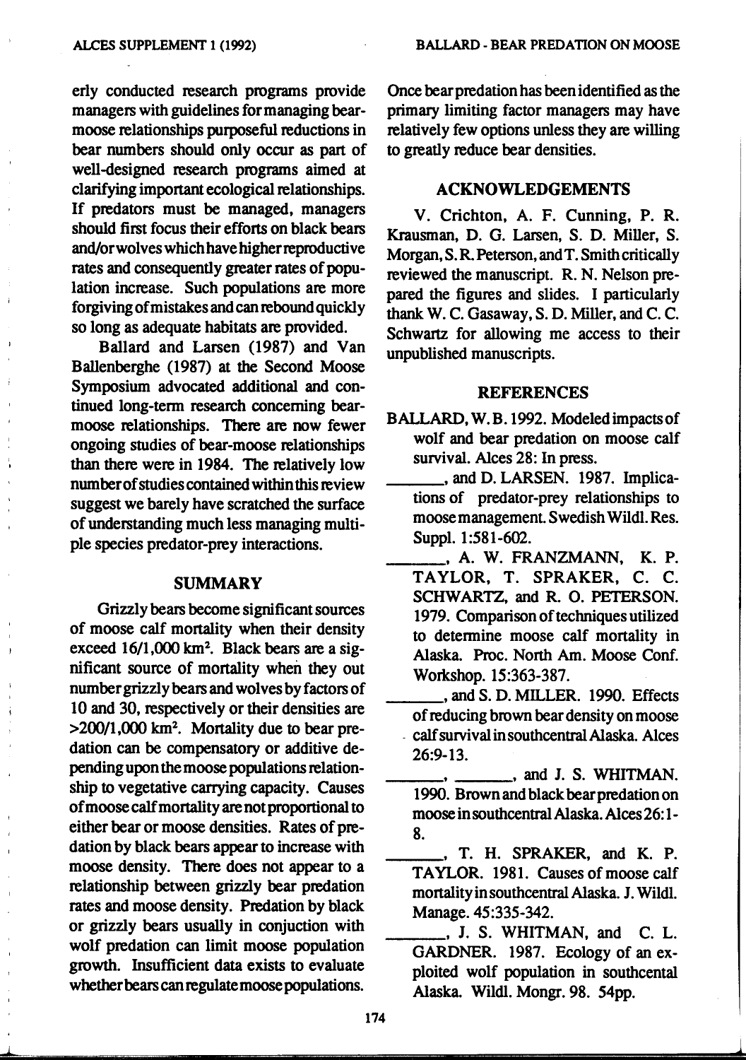erly conducted research programs provide managers with guidelines for managing bear-moose relationships purposeful reductions in bear numbers should only occur as part of well-designed research programs aimed at clarifying important ecological relationships. If predators must be managed, managers should first focus their efforts on black bears and/or wolves which have higher reproductive rates and consequently greater rates of population increase. Such populations are more forgiving of mistakes and can rebound quickly so long as adequate habitats are provided.

Ballard and Larsen (1987) and Van Ballenberghe (1987) at the Second Moose Symposium advocated additional and continued long-term research concerning bear-moose relationships. There are now fewer ongoing studies of bear-moose relationships than there were in 1984. The relatively low number of studies contained within this review suggest we barely have scratched the surface of understanding much less managing multiple species predator-prey interactions.

## SUMMARY

Grizzly bears become significant sources of moose calf mortality when their density exceed 16/1,000 km². Black bears are a significant source of mortality when they out number grizzly bears and wolves by factors of 10 and 30, respectively or their densities are >200/1,000 km². Mortality due to bear predation can be compensatory or additive depending upon the moose populations relationship to vegetative carrying capacity. Causes of moose calf mortality are not proportional to either bear or moose densities. Rates of predation by black bears appear to increase with moose density. There does not appear to a relationship between grizzly bear predation rates and moose density. Predation by black or grizzly bears usually in conjuction with wolf predation can limit moose population growth. Insufficient data exists to evaluate whether bears can regulate moose populations. Once bear predation has been identified as the primary limiting factor managers may have relatively few options unless they are willing to greatly reduce bear densities.

## ACKNOWLEDGEMENTS

V. Crichton, A. F. Cunning, P. R. Krausman, D. G. Larsen, S. D. Miller, S. Morgan, S. R. Peterson, and T. Smith critically reviewed the manuscript. R. N. Nelson prepared the figures and slides. I particularly thank W. C. Gasaway, S. D. Miller, and C. C. Schwartz for allowing me access to their unpublished manuscripts.

## REFERENCES

BALLARD, W. B. 1992. Modeled impacts of wolf and bear predation on moose calf survival. Alces 28: In press.

_______, and D. LARSEN. 1987. Implications of predator-prey relationships to moose management. Swedish Wildl. Res. Suppl. 1:581-602.

_______, A. W. FRANZMANN, K. P. TAYLOR, T. SPRAKER, C. C. SCHWARTZ, and R. O. PETERSON. 1979. Comparison of techniques utilized to determine moose calf mortality in Alaska. Proc. North Am. Moose Conf. Workshop. 15:363-387.

_______, and S. D. MILLER. 1990. Effects of reducing brown bear density on moose calf survival in southcentral Alaska. Alces 26:9-13.

_______, _______, and J. S. WHITMAN. 1990. Brown and black bear predation on moose in southcentral Alaska. Alces 26:1-8.

_______, T. H. SPRAKER, and K. P. TAYLOR. 1981. Causes of moose calf mortality in southcentral Alaska. J. Wildl. Manage. 45:335-342.

_______, J. S. WHITMAN, and C. L. GARDNER. 1987. Ecology of an exploited wolf population in southcental Alaska. Wildl. Mongr. 98. 54pp.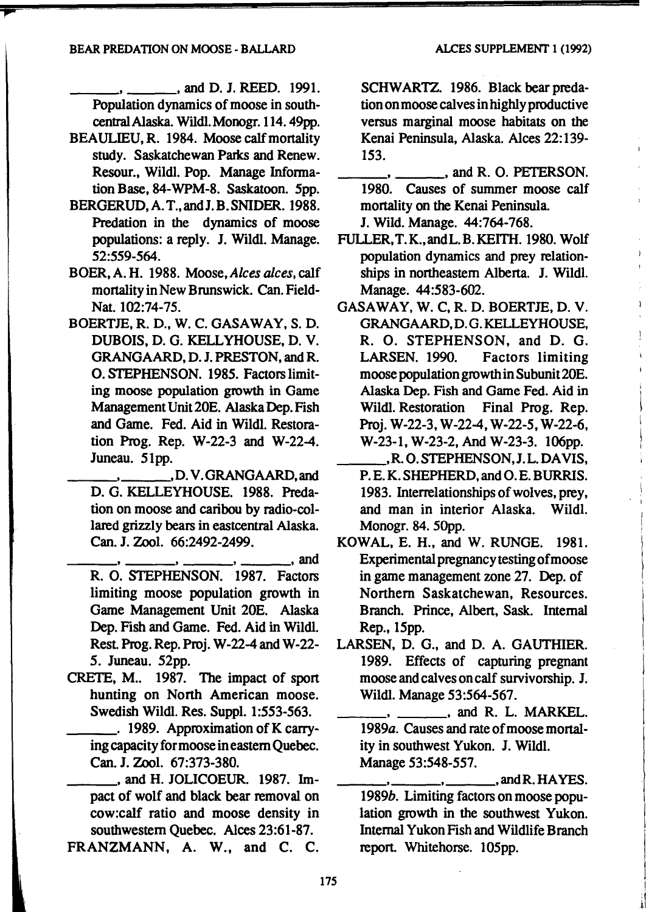_______, _______, and D. J. REED. 1991. Population dynamics of moose in southcentral Alaska. Wildl. Monogr. 114. 49pp.

BEAULIEU, R. 1984. Moose calf mortality study. Saskatchewan Parks and Renew. Resour., Wildl. Pop. Manage Information Base, 84-WPM-8. Saskatoon. 5pp.

BERGERUD, A. T., and J. B. SNIDER. 1988. Predation in the dynamics of moose populations: a reply. J. Wildl. Manage. 52:559-564.

BOER, A. H. 1988. Moose, *Alces alces*, calf mortality in New Brunswick. Can. Field-Nat. 102:74-75.

BOERTJE, R. D., W. C. GASAWAY, S. D. DUBOIS, D. G. KELLYHOUSE, D. V. GRANGAARD, D. J. PRESTON, and R. O. STEPHENSON. 1985. Factors limiting moose population growth in Game Management Unit 20E. Alaska Dep. Fish and Game. Fed. Aid in Wildl. Restoration Prog. Rep. W-22-3 and W-22-4. Juneau. 51pp.

_______, _______, D. V. GRANGAARD, and D. G. KELLEYHOUSE. 1988. Predation on moose and caribou by radio-collared grizzly bears in eastcentral Alaska. Can. J. Zool. 66:2492-2499.

_______, _______, _______, _______, and R. O. STEPHENSON. 1987. Factors limiting moose population growth in Game Management Unit 20E. Alaska Dep. Fish and Game. Fed. Aid in Wildl. Rest. Prog. Rep. Proj. W-22-4 and W-22-5. Juneau. 52pp.

CRETE, M.. 1987. The impact of sport hunting on North American moose. Swedish Wildl. Res. Suppl. 1:553-563.

_______. 1989. Approximation of K carrying capacity for moose in eastern Quebec. Can. J. Zool. 67:373-380.

_______, and H. JOLICOEUR. 1987. Impact of wolf and black bear removal on cow:calf ratio and moose density in southwestern Quebec. Alces 23:61-87.

FRANZMANN, A. W., and C. C. SCHWARTZ. 1986. Black bear predation on moose calves in highly productive versus marginal moose habitats on the Kenai Peninsula, Alaska. Alces 22:139-153.

_______, _______, and R. O. PETERSON. 1980. Causes of summer moose calf mortality on the Kenai Peninsula. J. Wild. Manage. 44:764-768.

FULLER, T. K., and L. B. KEITH. 1980. Wolf population dynamics and prey relationships in northeastern Alberta. J. Wildl. Manage. 44:583-602.

GASAWAY, W. C, R. D. BOERTJE, D. V. GRANGAARD, D. G. KELLEYHOUSE, R. O. STEPHENSON, and D. G. LARSEN. 1990. Factors limiting moose population growth in Subunit 20E. Alaska Dep. Fish and Game Fed. Aid in Wildl. Restoration Final Prog. Rep. Proj. W-22-3, W-22-4, W-22-5, W-22-6, W-23-1, W-23-2, And W-23-3. 106pp.

_______, R. O. STEPHENSON, J. L. DAVIS, P. E. K. SHEPHERD, and O. E. BURRIS. 1983. Interrelationships of wolves, prey, and man in interior Alaska. Wildl. Monogr. 84. 50pp.

KOWAL, E. H., and W. RUNGE. 1981. Experimental pregnancy testing of moose in game management zone 27. Dep. of Northern Saskatchewan, Resources. Branch. Prince, Albert, Sask. Internal Rep., 15pp.

LARSEN, D. G., and D. A. GAUTHIER. 1989. Effects of capturing pregnant moose and calves on calf survivorship. J. Wildl. Manage 53:564-567.

_______, _______, and R. L. MARKEL. 1989*a*. Causes and rate of moose mortality in southwest Yukon. J. Wildl. Manage 53:548-557.

_______, _______, _______, and R. HAYES. 1989*b*. Limiting factors on moose population growth in the southwest Yukon. Internal Yukon Fish and Wildlife Branch report. Whitehorse. 105pp.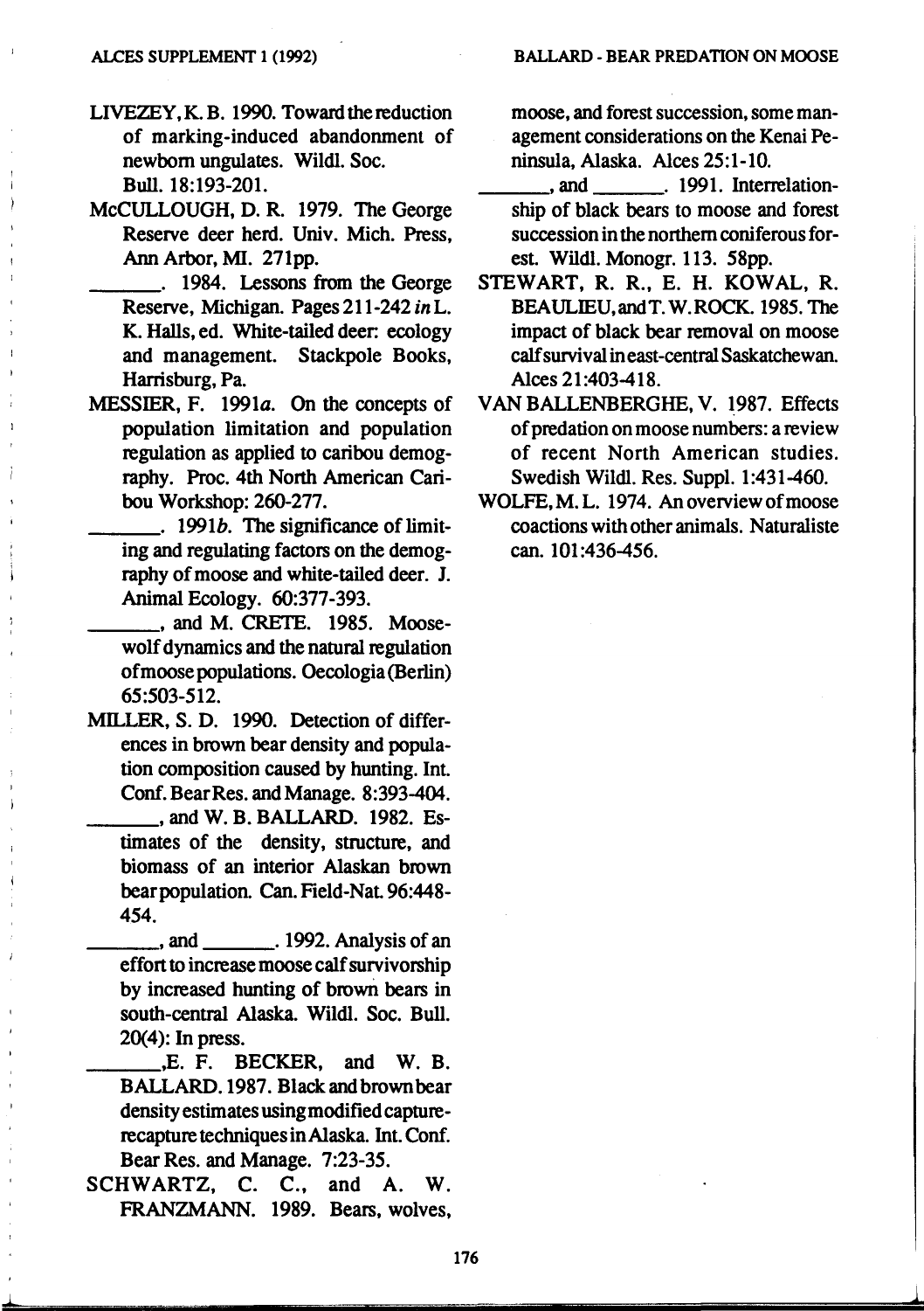LIVEZEY, K. B. 1990. Toward the reduction of marking-induced abandonment of newborn ungulates. Wildl. Soc. Bull. 18:193-201.

McCULLOUGH, D. R. 1979. The George Reserve deer herd. Univ. Mich. Press, Ann Arbor, MI. 271pp.

_______. 1984. Lessons from the George Reserve, Michigan. Pages 211-242 *in* L. K. Halls, ed. White-tailed deer: ecology and management. Stackpole Books, Harrisburg, Pa.

MESSIER, F. 1991*a*. On the concepts of population limitation and population regulation as applied to caribou demography. Proc. 4th North American Caribou Workshop: 260-277.

_______. 1991*b*. The significance of limiting and regulating factors on the demography of moose and white-tailed deer. J. Animal Ecology. 60:377-393.

_______, and M. CRETE. 1985. Moose-wolf dynamics and the natural regulation of moose populations. Oecologia (Berlin) 65:503-512.

MILLER, S. D. 1990. Detection of differences in brown bear density and population composition caused by hunting. Int. Conf. Bear Res. and Manage. 8:393-404.

_______, and W. B. BALLARD. 1982. Estimates of the density, structure, and biomass of an interior Alaskan brown bear population. Can. Field-Nat. 96:448-454.

_______, and _______. 1992. Analysis of an effort to increase moose calf survivorship by increased hunting of brown bears in south-central Alaska. Wildl. Soc. Bull. 20(4): In press.

_______, E. F. BECKER, and W. B. BALLARD. 1987. Black and brown bear density estimates using modified capture-recapture techniques in Alaska. Int. Conf. Bear Res. and Manage. 7:23-35.

SCHWARTZ, C. C., and A. W. FRANZMANN. 1989. Bears, wolves, moose, and forest succession, some management considerations on the Kenai Peninsula, Alaska. Alces 25:1-10.

_______, and _______. 1991. Interrelationship of black bears to moose and forest succession in the northern coniferous forest. Wildl. Monogr. 113. 58pp.

STEWART, R. R., E. H. KOWAL, R. BEAULIEU, and T. W. ROCK. 1985. The impact of black bear removal on moose calf survival in east-central Saskatchewan. Alces 21:403-418.

VAN BALLENBERGHE, V. 1987. Effects of predation on moose numbers: a review of recent North American studies. Swedish Wildl. Res. Suppl. 1:431-460.

WOLFE, M. L. 1974. An overview of moose coactions with other animals. Naturaliste can. 101:436-456.